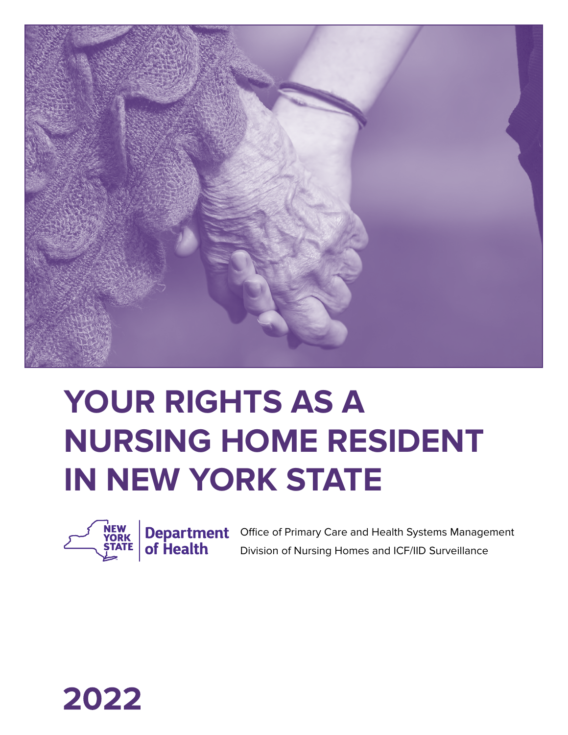# YOUR RIGHTS AS A NURSING HOME RESIDENT IN NEW YORK STATE

NEW YORK STATE | Department of Health

Office of Primary Care and Health Systems Management
Division of Nursing Homes and ICF/IID Surveillance

**2022**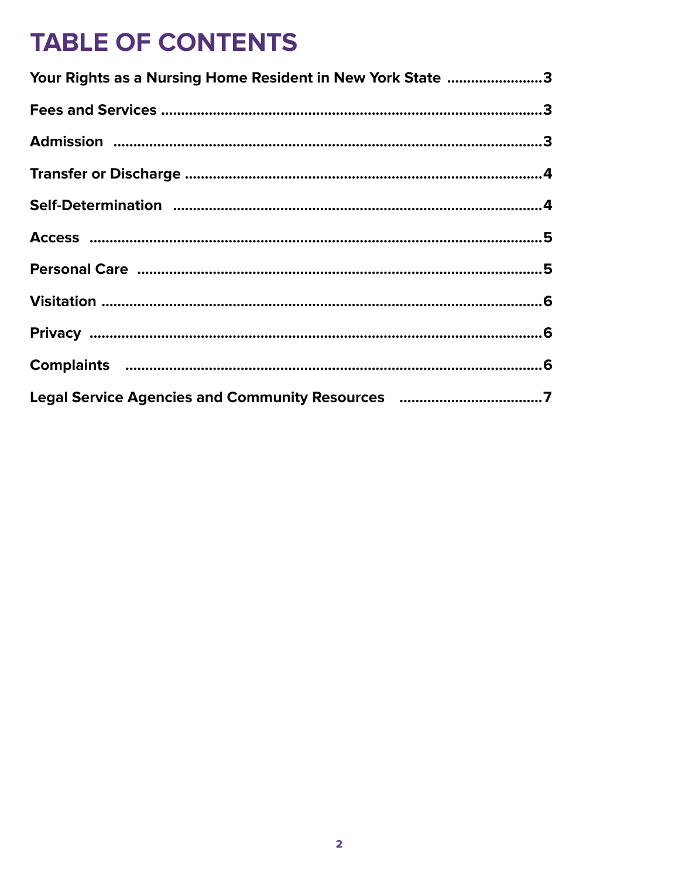# TABLE OF CONTENTS

| Section | Page |
|---|---|
| **Your Rights as a Nursing Home Resident in New York State** | **3** |
| **Fees and Services** | **3** |
| **Admission** | **3** |
| **Transfer or Discharge** | **4** |
| **Self-Determination** | **4** |
| **Access** | **5** |
| **Personal Care** | **5** |
| **Visitation** | **6** |
| **Privacy** | **6** |
| **Complaints** | **6** |
| **Legal Service Agencies and Community Resources** | **7** |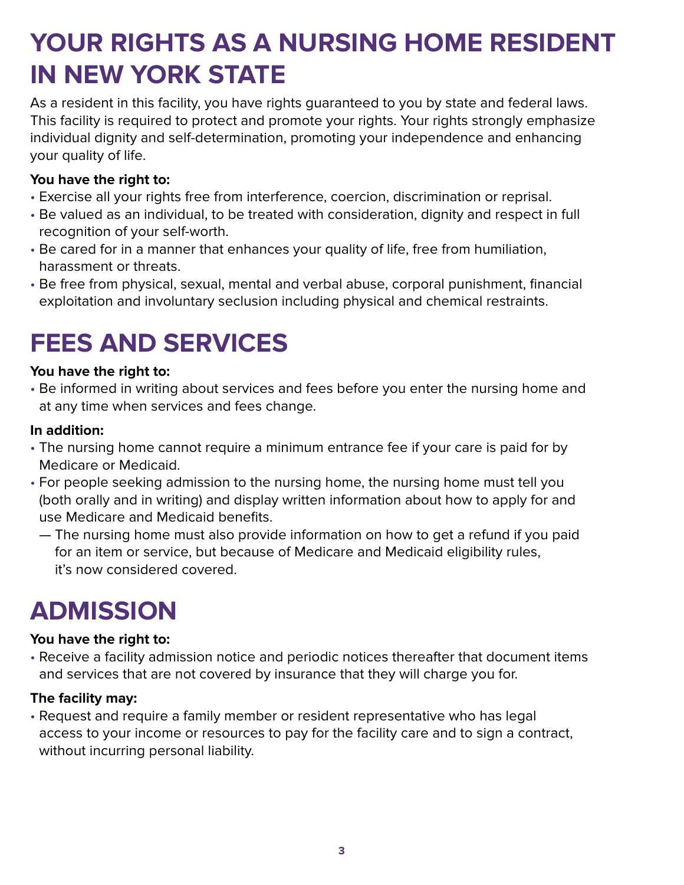# YOUR RIGHTS AS A NURSING HOME RESIDENT IN NEW YORK STATE

As a resident in this facility, you have rights guaranteed to you by state and federal laws. This facility is required to protect and promote your rights. Your rights strongly emphasize individual dignity and self-determination, promoting your independence and enhancing your quality of life.

**You have the right to:**

- Exercise all your rights free from interference, coercion, discrimination or reprisal.
- Be valued as an individual, to be treated with consideration, dignity and respect in full recognition of your self-worth.
- Be cared for in a manner that enhances your quality of life, free from humiliation, harassment or threats.
- Be free from physical, sexual, mental and verbal abuse, corporal punishment, financial exploitation and involuntary seclusion including physical and chemical restraints.

# FEES AND SERVICES

**You have the right to:**

- Be informed in writing about services and fees before you enter the nursing home and at any time when services and fees change.

**In addition:**

- The nursing home cannot require a minimum entrance fee if your care is paid for by Medicare or Medicaid.
- For people seeking admission to the nursing home, the nursing home must tell you (both orally and in writing) and display written information about how to apply for and use Medicare and Medicaid benefits.
  - The nursing home must also provide information on how to get a refund if you paid for an item or service, but because of Medicare and Medicaid eligibility rules, it's now considered covered.

# ADMISSION

**You have the right to:**

- Receive a facility admission notice and periodic notices thereafter that document items and services that are not covered by insurance that they will charge you for.

**The facility may:**

- Request and require a family member or resident representative who has legal access to your income or resources to pay for the facility care and to sign a contract, without incurring personal liability.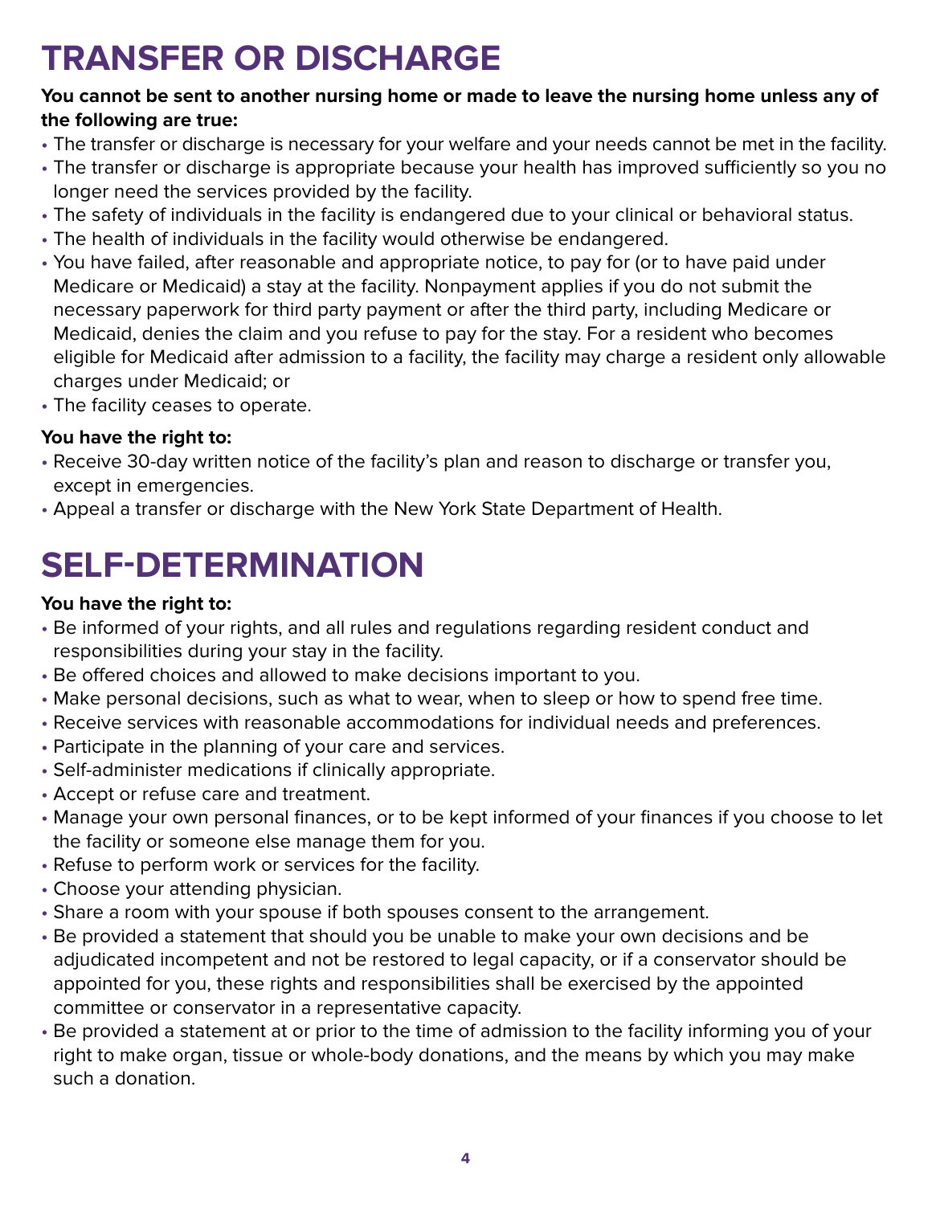# TRANSFER OR DISCHARGE

**You cannot be sent to another nursing home or made to leave the nursing home unless any of the following are true:**

- The transfer or discharge is necessary for your welfare and your needs cannot be met in the facility.
- The transfer or discharge is appropriate because your health has improved sufficiently so you no longer need the services provided by the facility.
- The safety of individuals in the facility is endangered due to your clinical or behavioral status.
- The health of individuals in the facility would otherwise be endangered.
- You have failed, after reasonable and appropriate notice, to pay for (or to have paid under Medicare or Medicaid) a stay at the facility. Nonpayment applies if you do not submit the necessary paperwork for third party payment or after the third party, including Medicare or Medicaid, denies the claim and you refuse to pay for the stay. For a resident who becomes eligible for Medicaid after admission to a facility, the facility may charge a resident only allowable charges under Medicaid; or
- The facility ceases to operate.

**You have the right to:**

- Receive 30-day written notice of the facility's plan and reason to discharge or transfer you, except in emergencies.
- Appeal a transfer or discharge with the New York State Department of Health.

# SELF-DETERMINATION

**You have the right to:**

- Be informed of your rights, and all rules and regulations regarding resident conduct and responsibilities during your stay in the facility.
- Be offered choices and allowed to make decisions important to you.
- Make personal decisions, such as what to wear, when to sleep or how to spend free time.
- Receive services with reasonable accommodations for individual needs and preferences.
- Participate in the planning of your care and services.
- Self-administer medications if clinically appropriate.
- Accept or refuse care and treatment.
- Manage your own personal finances, or to be kept informed of your finances if you choose to let the facility or someone else manage them for you.
- Refuse to perform work or services for the facility.
- Choose your attending physician.
- Share a room with your spouse if both spouses consent to the arrangement.
- Be provided a statement that should you be unable to make your own decisions and be adjudicated incompetent and not be restored to legal capacity, or if a conservator should be appointed for you, these rights and responsibilities shall be exercised by the appointed committee or conservator in a representative capacity.
- Be provided a statement at or prior to the time of admission to the facility informing you of your right to make organ, tissue or whole-body donations, and the means by which you may make such a donation.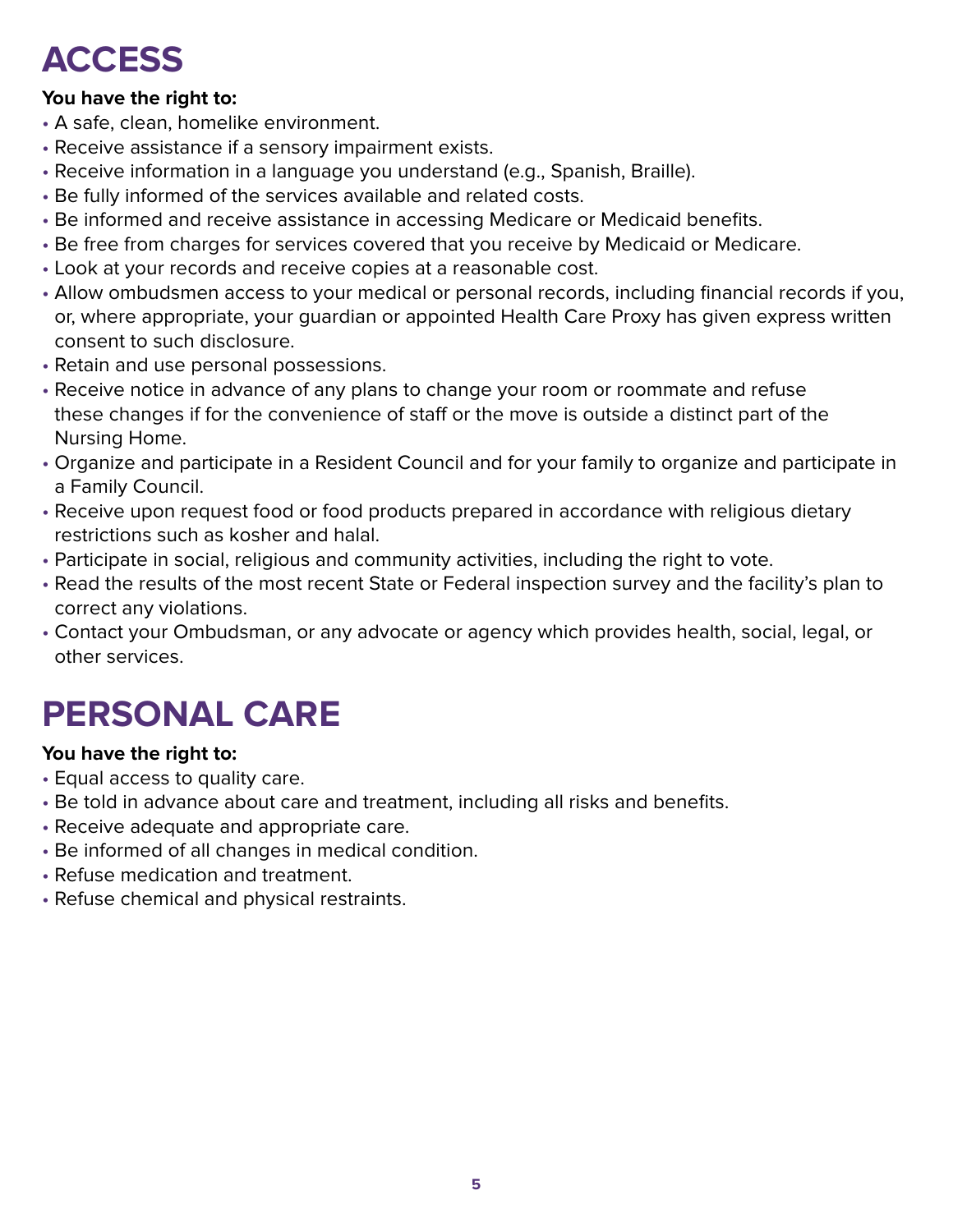# ACCESS

**You have the right to:**

- A safe, clean, homelike environment.
- Receive assistance if a sensory impairment exists.
- Receive information in a language you understand (e.g., Spanish, Braille).
- Be fully informed of the services available and related costs.
- Be informed and receive assistance in accessing Medicare or Medicaid benefits.
- Be free from charges for services covered that you receive by Medicaid or Medicare.
- Look at your records and receive copies at a reasonable cost.
- Allow ombudsmen access to your medical or personal records, including financial records if you, or, where appropriate, your guardian or appointed Health Care Proxy has given express written consent to such disclosure.
- Retain and use personal possessions.
- Receive notice in advance of any plans to change your room or roommate and refuse these changes if for the convenience of staff or the move is outside a distinct part of the Nursing Home.
- Organize and participate in a Resident Council and for your family to organize and participate in a Family Council.
- Receive upon request food or food products prepared in accordance with religious dietary restrictions such as kosher and halal.
- Participate in social, religious and community activities, including the right to vote.
- Read the results of the most recent State or Federal inspection survey and the facility's plan to correct any violations.
- Contact your Ombudsman, or any advocate or agency which provides health, social, legal, or other services.

# PERSONAL CARE

**You have the right to:**

- Equal access to quality care.
- Be told in advance about care and treatment, including all risks and benefits.
- Receive adequate and appropriate care.
- Be informed of all changes in medical condition.
- Refuse medication and treatment.
- Refuse chemical and physical restraints.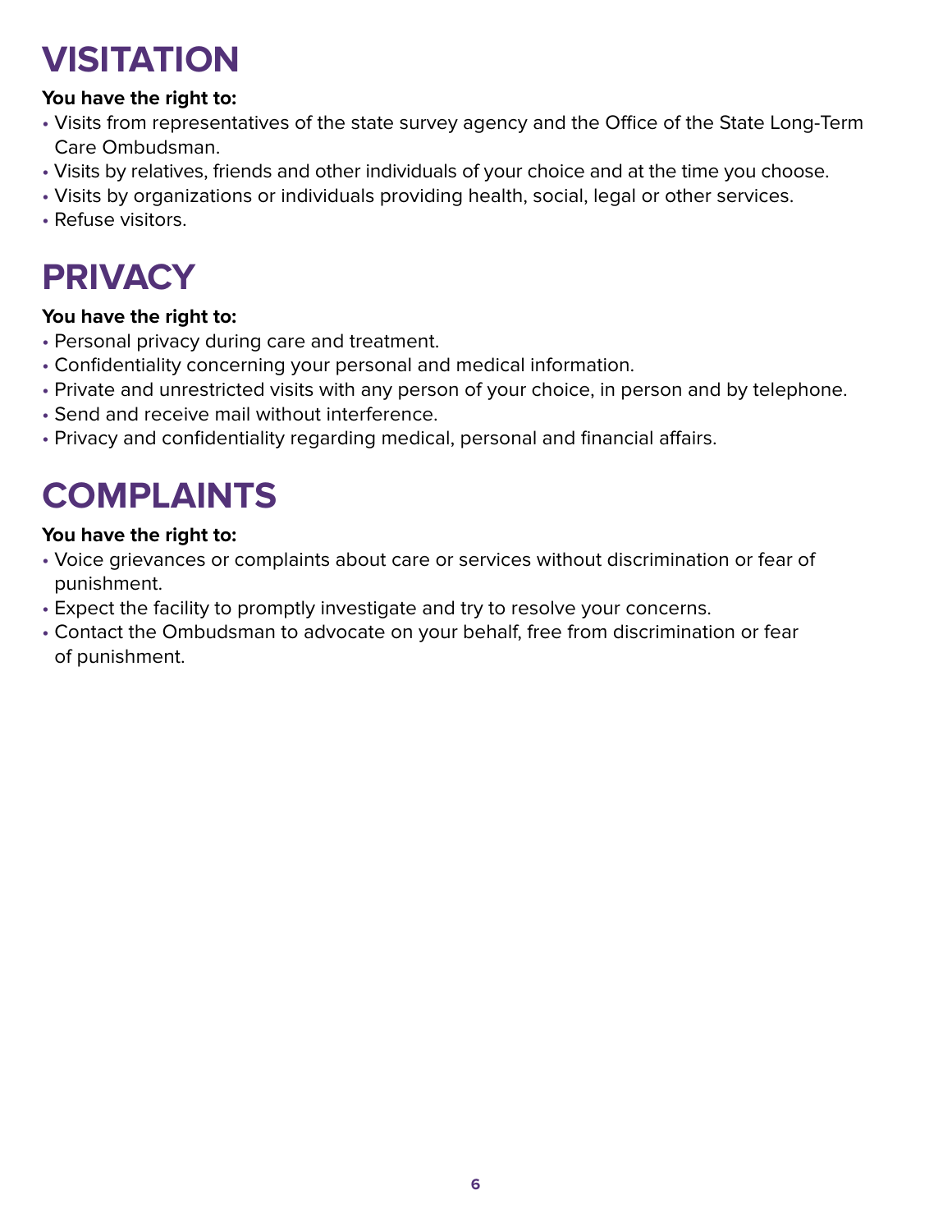# VISITATION

**You have the right to:**

- Visits from representatives of the state survey agency and the Office of the State Long-Term Care Ombudsman.
- Visits by relatives, friends and other individuals of your choice and at the time you choose.
- Visits by organizations or individuals providing health, social, legal or other services.
- Refuse visitors.

# PRIVACY

**You have the right to:**

- Personal privacy during care and treatment.
- Confidentiality concerning your personal and medical information.
- Private and unrestricted visits with any person of your choice, in person and by telephone.
- Send and receive mail without interference.
- Privacy and confidentiality regarding medical, personal and financial affairs.

# COMPLAINTS

**You have the right to:**

- Voice grievances or complaints about care or services without discrimination or fear of punishment.
- Expect the facility to promptly investigate and try to resolve your concerns.
- Contact the Ombudsman to advocate on your behalf, free from discrimination or fear of punishment.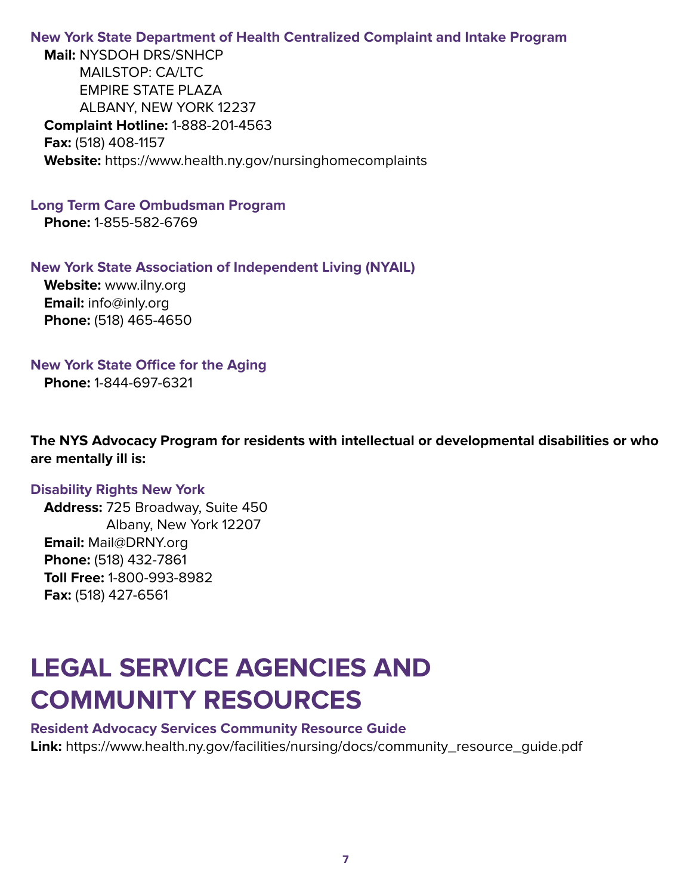**New York State Department of Health Centralized Complaint and Intake Program**

**Mail:** NYSDOH DRS/SNHCP
MAILSTOP: CA/LTC
EMPIRE STATE PLAZA
ALBANY, NEW YORK 12237

**Complaint Hotline:** 1-888-201-4563
**Fax:** (518) 408-1157
**Website:** https://www.health.ny.gov/nursinghomecomplaints

**Long Term Care Ombudsman Program**

**Phone:** 1-855-582-6769

**New York State Association of Independent Living (NYAIL)**

**Website:** www.ilny.org
**Email:** info@inly.org
**Phone:** (518) 465-4650

**New York State Office for the Aging**

**Phone:** 1-844-697-6321

**The NYS Advocacy Program for residents with intellectual or developmental disabilities or who are mentally ill is:**

**Disability Rights New York**

**Address:** 725 Broadway, Suite 450
Albany, New York 12207
**Email:** Mail@DRNY.org
**Phone:** (518) 432-7861
**Toll Free:** 1-800-993-8982
**Fax:** (518) 427-6561

# LEGAL SERVICE AGENCIES AND COMMUNITY RESOURCES

**Resident Advocacy Services Community Resource Guide**

**Link:** https://www.health.ny.gov/facilities/nursing/docs/community_resource_guide.pdf